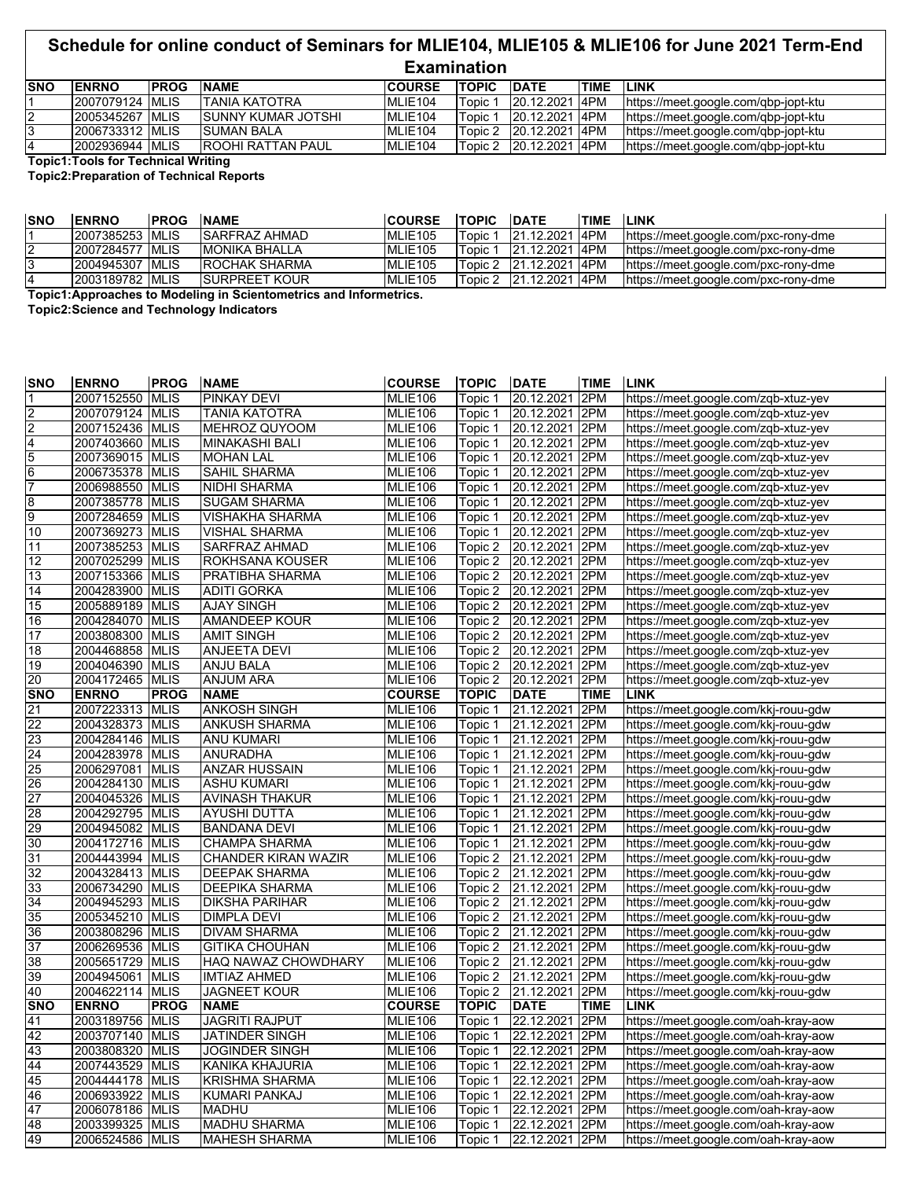# Schedule for online conduct of Seminars for MLIE104, MLIE105 & MLIE106 for June 2021 Term-End Examination

| SNO | ENRNO | PROG | NAME | COURSE | TOPIC | DATE | TIME | LINK |
|---|---|---|---|---|---|---|---|---|
| 1 | 2007079124 | MLIS | TANIA KATOTRA | MLIE104 | Topic 1 | 20.12.2021 | 4PM | https://meet.google.com/qbp-jopt-ktu |
| 2 | 2005345267 | MLIS | SUNNY KUMAR JOTSHI | MLIE104 | Topic 1 | 20.12.2021 | 4PM | https://meet.google.com/qbp-jopt-ktu |
| 3 | 2006733312 | MLIS | SUMAN BALA | MLIE104 | Topic 2 | 20.12.2021 | 4PM | https://meet.google.com/qbp-jopt-ktu |
| 4 | 2002936944 | MLIS | ROOHI RATTAN PAUL | MLIE104 | Topic 2 | 20.12.2021 | 4PM | https://meet.google.com/qbp-jopt-ktu |

**Topic1:Tools for Technical Writing**

**Topic2:Preparation of Technical Reports**

| SNO | ENRNO | PROG | NAME | COURSE | TOPIC | DATE | TIME | LINK |
|---|---|---|---|---|---|---|---|---|
| 1 | 2007385253 | MLIS | SARFRAZ AHMAD | MLIE105 | Topic 1 | 21.12.2021 | 4PM | https://meet.google.com/pxc-rony-dme |
| 2 | 2007284577 | MLIS | MONIKA BHALLA | MLIE105 | Topic 1 | 21.12.2021 | 4PM | https://meet.google.com/pxc-rony-dme |
| 3 | 2004945307 | MLIS | ROCHAK SHARMA | MLIE105 | Topic 2 | 21.12.2021 | 4PM | https://meet.google.com/pxc-rony-dme |
| 4 | 2003189782 | MLIS | SURPREET KOUR | MLIE105 | Topic 2 | 21.12.2021 | 4PM | https://meet.google.com/pxc-rony-dme |

**Topic1:Approaches to Modeling in Scientometrics and Informetrics.**

**Topic2:Science and Technology Indicators**

| SNO | ENRNO | PROG | NAME | COURSE | TOPIC | DATE | TIME | LINK |
|---|---|---|---|---|---|---|---|---|
| 1 | 2007152550 | MLIS | PINKAY DEVI | MLIE106 | Topic 1 | 20.12.2021 | 2PM | https://meet.google.com/zqb-xtuz-yev |
| 2 | 2007079124 | MLIS | TANIA KATOTRA | MLIE106 | Topic 1 | 20.12.2021 | 2PM | https://meet.google.com/zqb-xtuz-yev |
| 2 | 2007152436 | MLIS | MEHROZ QUYOOM | MLIE106 | Topic 1 | 20.12.2021 | 2PM | https://meet.google.com/zqb-xtuz-yev |
| 4 | 2007403660 | MLIS | MINAKASHI BALI | MLIE106 | Topic 1 | 20.12.2021 | 2PM | https://meet.google.com/zqb-xtuz-yev |
| 5 | 2007369015 | MLIS | MOHAN LAL | MLIE106 | Topic 1 | 20.12.2021 | 2PM | https://meet.google.com/zqb-xtuz-yev |
| 6 | 2006735378 | MLIS | SAHIL SHARMA | MLIE106 | Topic 1 | 20.12.2021 | 2PM | https://meet.google.com/zqb-xtuz-yev |
| 7 | 2006988550 | MLIS | NIDHI SHARMA | MLIE106 | Topic 1 | 20.12.2021 | 2PM | https://meet.google.com/zqb-xtuz-yev |
| 8 | 2007385778 | MLIS | SUGAM SHARMA | MLIE106 | Topic 1 | 20.12.2021 | 2PM | https://meet.google.com/zqb-xtuz-yev |
| 9 | 2007284659 | MLIS | VISHAKHA SHARMA | MLIE106 | Topic 1 | 20.12.2021 | 2PM | https://meet.google.com/zqb-xtuz-yev |
| 10 | 2007369273 | MLIS | VISHAL SHARMA | MLIE106 | Topic 1 | 20.12.2021 | 2PM | https://meet.google.com/zqb-xtuz-yev |
| 11 | 2007385253 | MLIS | SARFRAZ AHMAD | MLIE106 | Topic 2 | 20.12.2021 | 2PM | https://meet.google.com/zqb-xtuz-yev |
| 12 | 2007025299 | MLIS | ROKHSANA KOUSER | MLIE106 | Topic 2 | 20.12.2021 | 2PM | https://meet.google.com/zqb-xtuz-yev |
| 13 | 2007153366 | MLIS | PRATIBHA SHARMA | MLIE106 | Topic 2 | 20.12.2021 | 2PM | https://meet.google.com/zqb-xtuz-yev |
| 14 | 2004283900 | MLIS | ADITI GORKA | MLIE106 | Topic 2 | 20.12.2021 | 2PM | https://meet.google.com/zqb-xtuz-yev |
| 15 | 2005889189 | MLIS | AJAY SINGH | MLIE106 | Topic 2 | 20.12.2021 | 2PM | https://meet.google.com/zqb-xtuz-yev |
| 16 | 2004284070 | MLIS | AMANDEEP KOUR | MLIE106 | Topic 2 | 20.12.2021 | 2PM | https://meet.google.com/zqb-xtuz-yev |
| 17 | 2003808300 | MLIS | AMIT SINGH | MLIE106 | Topic 2 | 20.12.2021 | 2PM | https://meet.google.com/zqb-xtuz-yev |
| 18 | 2004468858 | MLIS | ANJEETA DEVI | MLIE106 | Topic 2 | 20.12.2021 | 2PM | https://meet.google.com/zqb-xtuz-yev |
| 19 | 2004046390 | MLIS | ANJU BALA | MLIE106 | Topic 2 | 20.12.2021 | 2PM | https://meet.google.com/zqb-xtuz-yev |
| 20 | 2004172465 | MLIS | ANJUM ARA | MLIE106 | Topic 2 | 20.12.2021 | 2PM | https://meet.google.com/zqb-xtuz-yev |
| **SNO** | **ENRNO** | **PROG** | **NAME** | **COURSE** | **TOPIC** | **DATE** | **TIME** | **LINK** |
| 21 | 2007223313 | MLIS | ANKOSH SINGH | MLIE106 | Topic 1 | 21.12.2021 | 2PM | https://meet.google.com/kkj-rouu-gdw |
| 22 | 2004328373 | MLIS | ANKUSH SHARMA | MLIE106 | Topic 1 | 21.12.2021 | 2PM | https://meet.google.com/kkj-rouu-gdw |
| 23 | 2004284146 | MLIS | ANU KUMARI | MLIE106 | Topic 1 | 21.12.2021 | 2PM | https://meet.google.com/kkj-rouu-gdw |
| 24 | 2004283978 | MLIS | ANURADHA | MLIE106 | Topic 1 | 21.12.2021 | 2PM | https://meet.google.com/kkj-rouu-gdw |
| 25 | 2006297081 | MLIS | ANZAR HUSSAIN | MLIE106 | Topic 1 | 21.12.2021 | 2PM | https://meet.google.com/kkj-rouu-gdw |
| 26 | 2004284130 | MLIS | ASHU KUMARI | MLIE106 | Topic 1 | 21.12.2021 | 2PM | https://meet.google.com/kkj-rouu-gdw |
| 27 | 2004045326 | MLIS | AVINASH THAKUR | MLIE106 | Topic 1 | 21.12.2021 | 2PM | https://meet.google.com/kkj-rouu-gdw |
| 28 | 2004292795 | MLIS | AYUSHI DUTTA | MLIE106 | Topic 1 | 21.12.2021 | 2PM | https://meet.google.com/kkj-rouu-gdw |
| 29 | 2004945082 | MLIS | BANDANA DEVI | MLIE106 | Topic 1 | 21.12.2021 | 2PM | https://meet.google.com/kkj-rouu-gdw |
| 30 | 2004172716 | MLIS | CHAMPA SHARMA | MLIE106 | Topic 1 | 21.12.2021 | 2PM | https://meet.google.com/kkj-rouu-gdw |
| 31 | 2004443994 | MLIS | CHANDER KIRAN WAZIR | MLIE106 | Topic 2 | 21.12.2021 | 2PM | https://meet.google.com/kkj-rouu-gdw |
| 32 | 2004328413 | MLIS | DEEPAK SHARMA | MLIE106 | Topic 2 | 21.12.2021 | 2PM | https://meet.google.com/kkj-rouu-gdw |
| 33 | 2006734290 | MLIS | DEEPIKA SHARMA | MLIE106 | Topic 2 | 21.12.2021 | 2PM | https://meet.google.com/kkj-rouu-gdw |
| 34 | 2004945293 | MLIS | DIKSHA PARIHAR | MLIE106 | Topic 2 | 21.12.2021 | 2PM | https://meet.google.com/kkj-rouu-gdw |
| 35 | 2005345210 | MLIS | DIMPLA DEVI | MLIE106 | Topic 2 | 21.12.2021 | 2PM | https://meet.google.com/kkj-rouu-gdw |
| 36 | 2003808296 | MLIS | DIVAM SHARMA | MLIE106 | Topic 2 | 21.12.2021 | 2PM | https://meet.google.com/kkj-rouu-gdw |
| 37 | 2006269536 | MLIS | GITIKA CHOUHAN | MLIE106 | Topic 2 | 21.12.2021 | 2PM | https://meet.google.com/kkj-rouu-gdw |
| 38 | 2005651729 | MLIS | HAQ NAWAZ CHOWDHARY | MLIE106 | Topic 2 | 21.12.2021 | 2PM | https://meet.google.com/kkj-rouu-gdw |
| 39 | 2004945061 | MLIS | IMTIAZ AHMED | MLIE106 | Topic 2 | 21.12.2021 | 2PM | https://meet.google.com/kkj-rouu-gdw |
| 40 | 2004622114 | MLIS | JAGNEET KOUR | MLIE106 | Topic 2 | 21.12.2021 | 2PM | https://meet.google.com/kkj-rouu-gdw |
| **SNO** | **ENRNO** | **PROG** | **NAME** | **COURSE** | **TOPIC** | **DATE** | **TIME** | **LINK** |
| 41 | 2003189756 | MLIS | JAGRITI RAJPUT | MLIE106 | Topic 1 | 22.12.2021 | 2PM | https://meet.google.com/oah-kray-aow |
| 42 | 2003707140 | MLIS | JATINDER SINGH | MLIE106 | Topic 1 | 22.12.2021 | 2PM | https://meet.google.com/oah-kray-aow |
| 43 | 2003808320 | MLIS | JOGINDER SINGH | MLIE106 | Topic 1 | 22.12.2021 | 2PM | https://meet.google.com/oah-kray-aow |
| 44 | 2007443529 | MLIS | KANIKA KHAJURIA | MLIE106 | Topic 1 | 22.12.2021 | 2PM | https://meet.google.com/oah-kray-aow |
| 45 | 2004444178 | MLIS | KRISHMA SHARMA | MLIE106 | Topic 1 | 22.12.2021 | 2PM | https://meet.google.com/oah-kray-aow |
| 46 | 2006933922 | MLIS | KUMARI PANKAJ | MLIE106 | Topic 1 | 22.12.2021 | 2PM | https://meet.google.com/oah-kray-aow |
| 47 | 2006078186 | MLIS | MADHU | MLIE106 | Topic 1 | 22.12.2021 | 2PM | https://meet.google.com/oah-kray-aow |
| 48 | 2003399325 | MLIS | MADHU SHARMA | MLIE106 | Topic 1 | 22.12.2021 | 2PM | https://meet.google.com/oah-kray-aow |
| 49 | 2006524586 | MLIS | MAHESH SHARMA | MLIE106 | Topic 1 | 22.12.2021 | 2PM | https://meet.google.com/oah-kray-aow |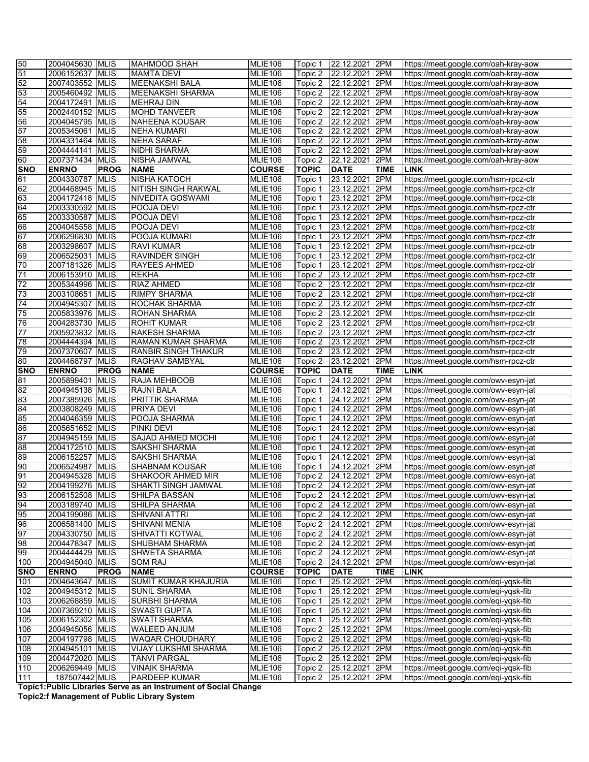| | | | | | | | | |
|---|---|---|---|---|---|---|---|---|
| 50 | 2004045630 | MLIS | MAHMOOD SHAH | MLIE106 | Topic 1 | 22.12.2021 | 2PM | https://meet.google.com/oah-kray-aow |
| 51 | 2006152637 | MLIS | MAMTA DEVI | MLIE106 | Topic 2 | 22.12.2021 | 2PM | https://meet.google.com/oah-kray-aow |
| 52 | 2007403552 | MLIS | MEENAKSHI BALA | MLIE106 | Topic 2 | 22.12.2021 | 2PM | https://meet.google.com/oah-kray-aow |
| 53 | 2005460492 | MLIS | MEENAKSHI SHARMA | MLIE106 | Topic 2 | 22.12.2021 | 2PM | https://meet.google.com/oah-kray-aow |
| 54 | 2004172491 | MLIS | MEHRAJ DIN | MLIE106 | Topic 2 | 22.12.2021 | 2PM | https://meet.google.com/oah-kray-aow |
| 55 | 2002440152 | MLIS | MOHD TANVEER | MLIE106 | Topic 2 | 22.12.2021 | 2PM | https://meet.google.com/oah-kray-aow |
| 56 | 2004045795 | MLIS | NAHEENA KOUSAR | MLIE106 | Topic 2 | 22.12.2021 | 2PM | https://meet.google.com/oah-kray-aow |
| 57 | 2005345061 | MLIS | NEHA KUMARI | MLIE106 | Topic 2 | 22.12.2021 | 2PM | https://meet.google.com/oah-kray-aow |
| 58 | 2004331464 | MLIS | NEHA SARAF | MLIE106 | Topic 2 | 22.12.2021 | 2PM | https://meet.google.com/oah-kray-aow |
| 59 | 2004444141 | MLIS | NIDHI SHARMA | MLIE106 | Topic 2 | 22.12.2021 | 2PM | https://meet.google.com/oah-kray-aow |
| 60 | 2007371434 | MLIS | NISHA JAMWAL | MLIE106 | Topic 2 | 22.12.2021 | 2PM | https://meet.google.com/oah-kray-aow |
| **SNO** | **ENRNO** | **PROG** | **NAME** | **COURSE** | **TOPIC** | **DATE** | **TIME** | **LINK** |
| 61 | 2004330787 | MLIS | NISHA KATOCH | MLIE106 | Topic 1 | 23.12.2021 | 2PM | https://meet.google.com/hsm-rpcz-ctr |
| 62 | 2004468945 | MLIS | NITISH SINGH RAKWAL | MLIE106 | Topic 1 | 23.12.2021 | 2PM | https://meet.google.com/hsm-rpcz-ctr |
| 63 | 2004172418 | MLIS | NIVEDITA GOSWAMI | MLIE106 | Topic 1 | 23.12.2021 | 2PM | https://meet.google.com/hsm-rpcz-ctr |
| 64 | 2003330592 | MLIS | POOJA DEVI | MLIE106 | Topic 1 | 23.12.2021 | 2PM | https://meet.google.com/hsm-rpcz-ctr |
| 65 | 2003330587 | MLIS | POOJA DEVI | MLIE106 | Topic 1 | 23.12.2021 | 2PM | https://meet.google.com/hsm-rpcz-ctr |
| 66 | 2004045558 | MLIS | POOJA DEVI | MLIE106 | Topic 1 | 23.12.2021 | 2PM | https://meet.google.com/hsm-rpcz-ctr |
| 67 | 2006296830 | MLIS | POOJA KUMARI | MLIE106 | Topic 1 | 23.12.2021 | 2PM | https://meet.google.com/hsm-rpcz-ctr |
| 68 | 2003298607 | MLIS | RAVI KUMAR | MLIE106 | Topic 1 | 23.12.2021 | 2PM | https://meet.google.com/hsm-rpcz-ctr |
| 69 | 2006525031 | MLIS | RAVINDER SINGH | MLIE106 | Topic 1 | 23.12.2021 | 2PM | https://meet.google.com/hsm-rpcz-ctr |
| 70 | 2007181326 | MLIS | RAYEES AHMED | MLIE106 | Topic 1 | 23.12.2021 | 2PM | https://meet.google.com/hsm-rpcz-ctr |
| 71 | 2006153910 | MLIS | REKHA | MLIE106 | Topic 2 | 23.12.2021 | 2PM | https://meet.google.com/hsm-rpcz-ctr |
| 72 | 2005344996 | MLIS | RIAZ AHMED | MLIE106 | Topic 2 | 23.12.2021 | 2PM | https://meet.google.com/hsm-rpcz-ctr |
| 73 | 2003108651 | MLIS | RIMPY SHARMA | MLIE106 | Topic 2 | 23.12.2021 | 2PM | https://meet.google.com/hsm-rpcz-ctr |
| 74 | 2004945307 | MLIS | ROCHAK SHARMA | MLIE106 | Topic 2 | 23.12.2021 | 2PM | https://meet.google.com/hsm-rpcz-ctr |
| 75 | 2005833976 | MLIS | ROHAN SHARMA | MLIE106 | Topic 2 | 23.12.2021 | 2PM | https://meet.google.com/hsm-rpcz-ctr |
| 76 | 2004283730 | MLIS | ROHIT KUMAR | MLIE106 | Topic 2 | 23.12.2021 | 2PM | https://meet.google.com/hsm-rpcz-ctr |
| 77 | 2005923832 | MLIS | RAKESH SHARMA | MLIE106 | Topic 2 | 23.12.2021 | 2PM | https://meet.google.com/hsm-rpcz-ctr |
| 78 | 2004444394 | MLIS | RAMAN KUMAR SHARMA | MLIE106 | Topic 2 | 23.12.2021 | 2PM | https://meet.google.com/hsm-rpcz-ctr |
| 79 | 2007370607 | MLIS | RANBIR SINGH THAKUR | MLIE106 | Topic 2 | 23.12.2021 | 2PM | https://meet.google.com/hsm-rpcz-ctr |
| 80 | 2004468797 | MLIS | RAGHAV SAMBYAL | MLIE106 | Topic 2 | 23.12.2021 | 2PM | https://meet.google.com/hsm-rpcz-ctr |
| **SNO** | **ENRNO** | **PROG** | **NAME** | **COURSE** | **TOPIC** | **DATE** | **TIME** | **LINK** |
| 81 | 2005899401 | MLIS | RAJA MEHBOOB | MLIE106 | Topic 1 | 24.12.2021 | 2PM | https://meet.google.com/owv-esyn-jat |
| 82 | 2004945138 | MLIS | RAJNI BALA | MLIE106 | Topic 1 | 24.12.2021 | 2PM | https://meet.google.com/owv-esyn-jat |
| 83 | 2007385926 | MLIS | PRITTIK SHARMA | MLIE106 | Topic 1 | 24.12.2021 | 2PM | https://meet.google.com/owv-esyn-jat |
| 84 | 2003808249 | MLIS | PRIYA DEVI | MLIE106 | Topic 1 | 24.12.2021 | 2PM | https://meet.google.com/owv-esyn-jat |
| 85 | 2004046359 | MLIS | POOJA SHARMA | MLIE106 | Topic 1 | 24.12.2021 | 2PM | https://meet.google.com/owv-esyn-jat |
| 86 | 2005651652 | MLIS | PINKI DEVI | MLIE106 | Topic 1 | 24.12.2021 | 2PM | https://meet.google.com/owv-esyn-jat |
| 87 | 2004945159 | MLIS | SAJAD AHMED MOCHI | MLIE106 | Topic 1 | 24.12.2021 | 2PM | https://meet.google.com/owv-esyn-jat |
| 88 | 2004172510 | MLIS | SAKSHI SHARMA | MLIE106 | Topic 1 | 24.12.2021 | 2PM | https://meet.google.com/owv-esyn-jat |
| 89 | 2006152257 | MLIS | SAKSHI SHARMA | MLIE106 | Topic 1 | 24.12.2021 | 2PM | https://meet.google.com/owv-esyn-jat |
| 90 | 2006524987 | MLIS | SHABNAM KOUSAR | MLIE106 | Topic 1 | 24.12.2021 | 2PM | https://meet.google.com/owv-esyn-jat |
| 91 | 2004945328 | MLIS | SHAKOOR AHMED MIR | MLIE106 | Topic 2 | 24.12.2021 | 2PM | https://meet.google.com/owv-esyn-jat |
| 92 | 2004199276 | MLIS | SHAKTI SINGH JAMWAL | MLIE106 | Topic 2 | 24.12.2021 | 2PM | https://meet.google.com/owv-esyn-jat |
| 93 | 2006152508 | MLIS | SHILPA BASSAN | MLIE106 | Topic 2 | 24.12.2021 | 2PM | https://meet.google.com/owv-esyn-jat |
| 94 | 2003189740 | MLIS | SHILPA SHARMA | MLIE106 | Topic 2 | 24.12.2021 | 2PM | https://meet.google.com/owv-esyn-jat |
| 95 | 2004199086 | MLIS | SHIVANI ATTRI | MLIE106 | Topic 2 | 24.12.2021 | 2PM | https://meet.google.com/owv-esyn-jat |
| 96 | 2006581400 | MLIS | SHIVANI MENIA | MLIE106 | Topic 2 | 24.12.2021 | 2PM | https://meet.google.com/owv-esyn-jat |
| 97 | 2004330750 | MLIS | SHIVATTI KOTWAL | MLIE106 | Topic 2 | 24.12.2021 | 2PM | https://meet.google.com/owv-esyn-jat |
| 98 | 2004478347 | MLIS | SHUBHAM SHARMA | MLIE106 | Topic 2 | 24.12.2021 | 2PM | https://meet.google.com/owv-esyn-jat |
| 99 | 2004444429 | MLIS | SHWETA SHARMA | MLIE106 | Topic 2 | 24.12.2021 | 2PM | https://meet.google.com/owv-esyn-jat |
| 100 | 2004945040 | MLIS | SOM RAJ | MLIE106 | Topic 2 | 24.12.2021 | 2PM | https://meet.google.com/owv-esyn-jat |
| **SNO** | **ENRNO** | **PROG** | **NAME** | **COURSE** | **TOPIC** | **DATE** | **TIME** | **LINK** |
| 101 | 2004643647 | MLIS | SUMIT KUMAR KHAJURIA | MLIE106 | Topic 1 | 25.12.2021 | 2PM | https://meet.google.com/eqi-yqsk-fib |
| 102 | 2004945312 | MLIS | SUNIL SHARMA | MLIE106 | Topic 1 | 25.12.2021 | 2PM | https://meet.google.com/eqi-yqsk-fib |
| 103 | 2006268859 | MLIS | SURBHI SHARMA | MLIE106 | Topic 1 | 25.12.2021 | 2PM | https://meet.google.com/eqi-yqsk-fib |
| 104 | 2007369210 | MLIS | SWASTI GUPTA | MLIE106 | Topic 1 | 25.12.2021 | 2PM | https://meet.google.com/eqi-yqsk-fib |
| 105 | 2006152302 | MLIS | SWATI SHARMA | MLIE106 | Topic 1 | 25.12.2021 | 2PM | https://meet.google.com/eqi-yqsk-fib |
| 106 | 2004945056 | MLIS | WALEED ANJUM | MLIE106 | Topic 2 | 25.12.2021 | 2PM | https://meet.google.com/eqi-yqsk-fib |
| 107 | 2004197798 | MLIS | WAQAR CHOUDHARY | MLIE106 | Topic 2 | 25.12.2021 | 2PM | https://meet.google.com/eqi-yqsk-fib |
| 108 | 2004945101 | MLIS | VIJAY LUKSHMI SHARMA | MLIE106 | Topic 2 | 25.12.2021 | 2PM | https://meet.google.com/eqi-yqsk-fib |
| 109 | 2004472020 | MLIS | TANVI PARGAL | MLIE106 | Topic 2 | 25.12.2021 | 2PM | https://meet.google.com/eqi-yqsk-fib |
| 110 | 2006269449 | MLIS | VINAIK SHARMA | MLIE106 | Topic 2 | 25.12.2021 | 2PM | https://meet.google.com/eqi-yqsk-fib |
| 111 | 187507442 | MLIS | PARDEEP KUMAR | MLIE106 | Topic 2 | 25.12.2021 | 2PM | https://meet.google.com/eqi-yqsk-fib |

**Topic1:Public Libraries Serve as an Instrument of Social Change**

**Topic2:f Management of Public Library System**